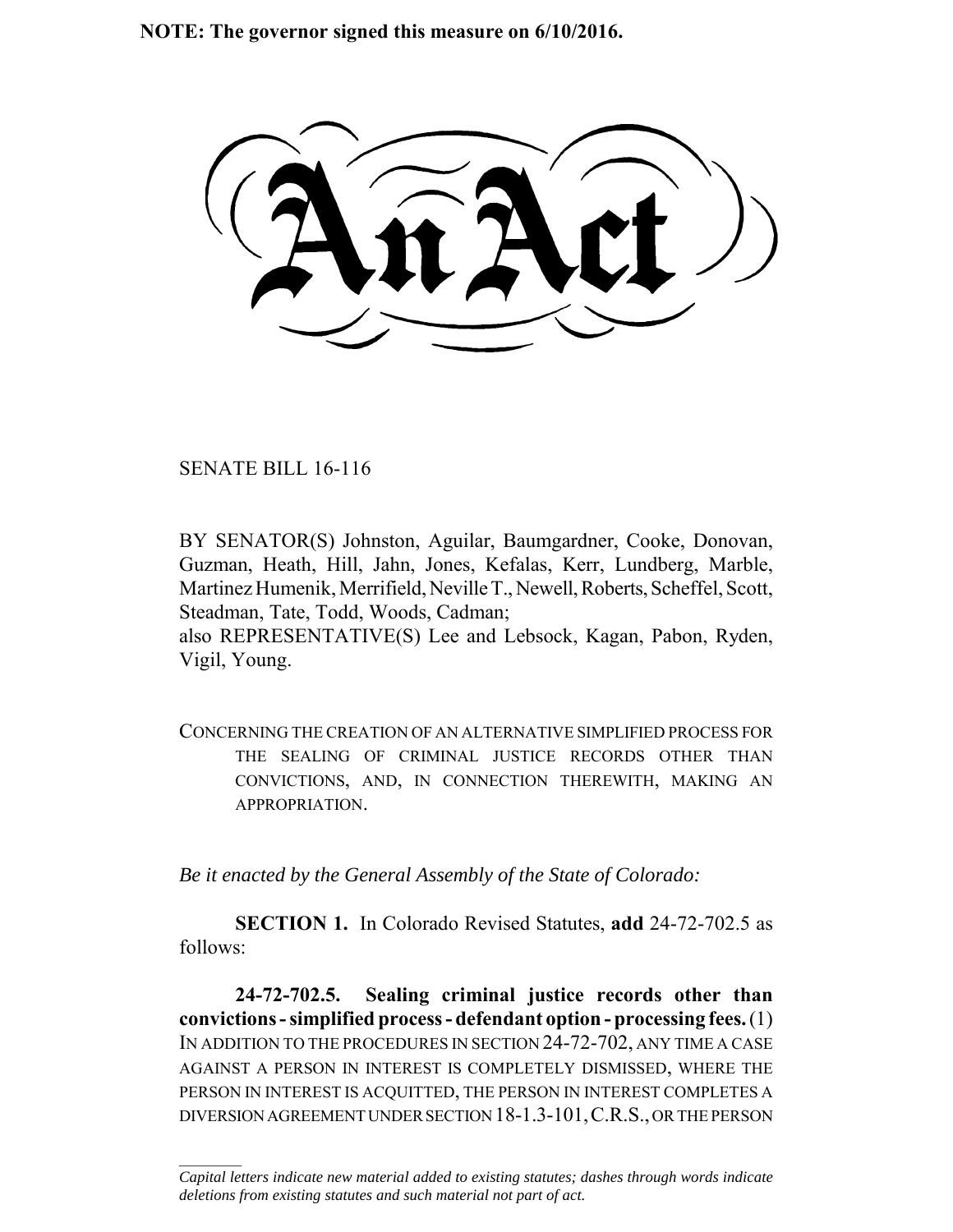**NOTE: The governor signed this measure on 6/10/2016.**

# An Act

SENATE BILL 16-116

BY SENATOR(S) Johnston, Aguilar, Baumgardner, Cooke, Donovan, Guzman, Heath, Hill, Jahn, Jones, Kefalas, Kerr, Lundberg, Marble, Martinez Humenik, Merrifield, Neville T., Newell, Roberts, Scheffel, Scott, Steadman, Tate, Todd, Woods, Cadman;
also REPRESENTATIVE(S) Lee and Lebsock, Kagan, Pabon, Ryden, Vigil, Young.

CONCERNING THE CREATION OF AN ALTERNATIVE SIMPLIFIED PROCESS FOR THE SEALING OF CRIMINAL JUSTICE RECORDS OTHER THAN CONVICTIONS, AND, IN CONNECTION THEREWITH, MAKING AN APPROPRIATION.

*Be it enacted by the General Assembly of the State of Colorado:*

**SECTION 1.** In Colorado Revised Statutes, **add** 24-72-702.5 as follows:

**24-72-702.5. Sealing criminal justice records other than convictions - simplified process - defendant option - processing fees.** (1) IN ADDITION TO THE PROCEDURES IN SECTION 24-72-702, ANY TIME A CASE AGAINST A PERSON IN INTEREST IS COMPLETELY DISMISSED, WHERE THE PERSON IN INTEREST IS ACQUITTED, THE PERSON IN INTEREST COMPLETES A DIVERSION AGREEMENT UNDER SECTION 18-1.3-101, C.R.S., OR THE PERSON

*Capital letters indicate new material added to existing statutes; dashes through words indicate deletions from existing statutes and such material not part of act.*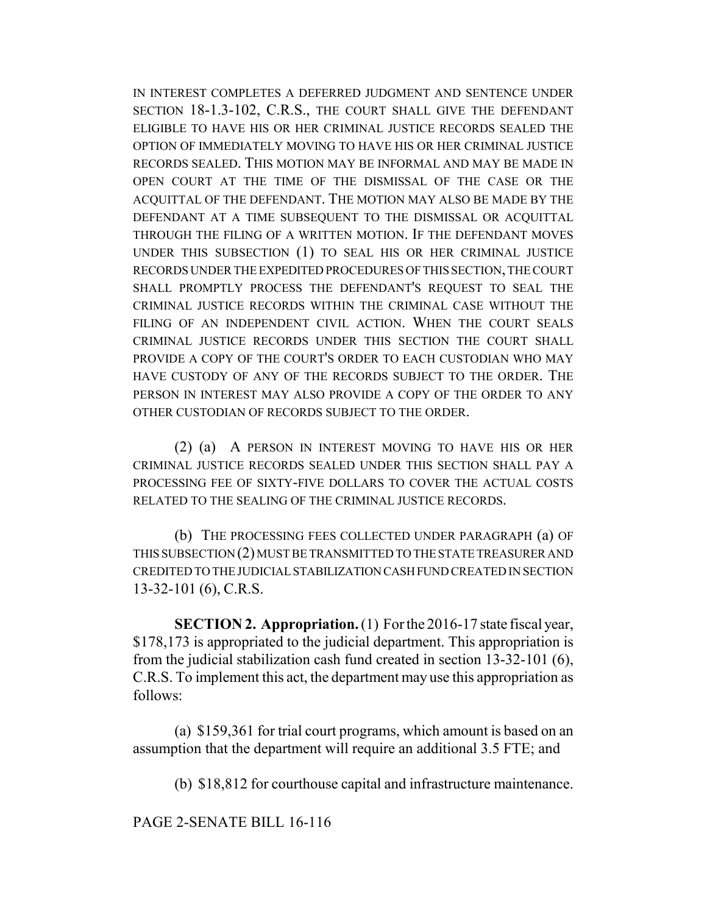IN INTEREST COMPLETES A DEFERRED JUDGMENT AND SENTENCE UNDER SECTION 18-1.3-102, C.R.S., THE COURT SHALL GIVE THE DEFENDANT ELIGIBLE TO HAVE HIS OR HER CRIMINAL JUSTICE RECORDS SEALED THE OPTION OF IMMEDIATELY MOVING TO HAVE HIS OR HER CRIMINAL JUSTICE RECORDS SEALED. THIS MOTION MAY BE INFORMAL AND MAY BE MADE IN OPEN COURT AT THE TIME OF THE DISMISSAL OF THE CASE OR THE ACQUITTAL OF THE DEFENDANT. THE MOTION MAY ALSO BE MADE BY THE DEFENDANT AT A TIME SUBSEQUENT TO THE DISMISSAL OR ACQUITTAL THROUGH THE FILING OF A WRITTEN MOTION. IF THE DEFENDANT MOVES UNDER THIS SUBSECTION (1) TO SEAL HIS OR HER CRIMINAL JUSTICE RECORDS UNDER THE EXPEDITED PROCEDURES OF THIS SECTION, THE COURT SHALL PROMPTLY PROCESS THE DEFENDANT'S REQUEST TO SEAL THE CRIMINAL JUSTICE RECORDS WITHIN THE CRIMINAL CASE WITHOUT THE FILING OF AN INDEPENDENT CIVIL ACTION. WHEN THE COURT SEALS CRIMINAL JUSTICE RECORDS UNDER THIS SECTION THE COURT SHALL PROVIDE A COPY OF THE COURT'S ORDER TO EACH CUSTODIAN WHO MAY HAVE CUSTODY OF ANY OF THE RECORDS SUBJECT TO THE ORDER. THE PERSON IN INTEREST MAY ALSO PROVIDE A COPY OF THE ORDER TO ANY OTHER CUSTODIAN OF RECORDS SUBJECT TO THE ORDER.

(2) (a) A PERSON IN INTEREST MOVING TO HAVE HIS OR HER CRIMINAL JUSTICE RECORDS SEALED UNDER THIS SECTION SHALL PAY A PROCESSING FEE OF SIXTY-FIVE DOLLARS TO COVER THE ACTUAL COSTS RELATED TO THE SEALING OF THE CRIMINAL JUSTICE RECORDS.

(b) THE PROCESSING FEES COLLECTED UNDER PARAGRAPH (a) OF THIS SUBSECTION (2) MUST BE TRANSMITTED TO THE STATE TREASURER AND CREDITED TO THE JUDICIAL STABILIZATION CASH FUND CREATED IN SECTION 13-32-101 (6), C.R.S.

**SECTION 2. Appropriation.** (1) For the 2016-17 state fiscal year, $178,173 is appropriated to the judicial department. This appropriation is from the judicial stabilization cash fund created in section 13-32-101 (6), C.R.S. To implement this act, the department may use this appropriation as follows:

(a) $159,361 for trial court programs, which amount is based on an assumption that the department will require an additional 3.5 FTE; and

(b) $18,812 for courthouse capital and infrastructure maintenance.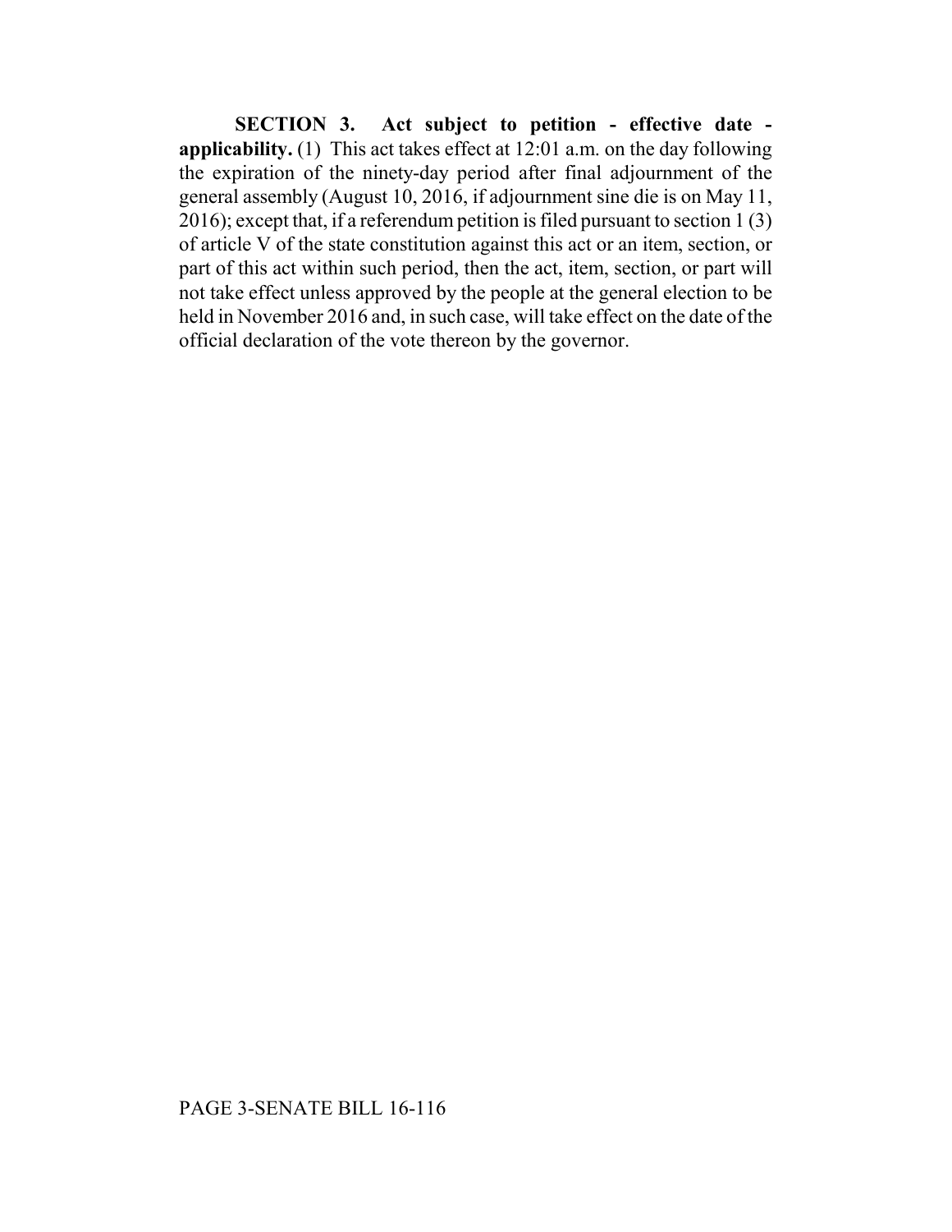**SECTION 3. Act subject to petition - effective date - applicability.** (1) This act takes effect at 12:01 a.m. on the day following the expiration of the ninety-day period after final adjournment of the general assembly (August 10, 2016, if adjournment sine die is on May 11, 2016); except that, if a referendum petition is filed pursuant to section 1 (3) of article V of the state constitution against this act or an item, section, or part of this act within such period, then the act, item, section, or part will not take effect unless approved by the people at the general election to be held in November 2016 and, in such case, will take effect on the date of the official declaration of the vote thereon by the governor.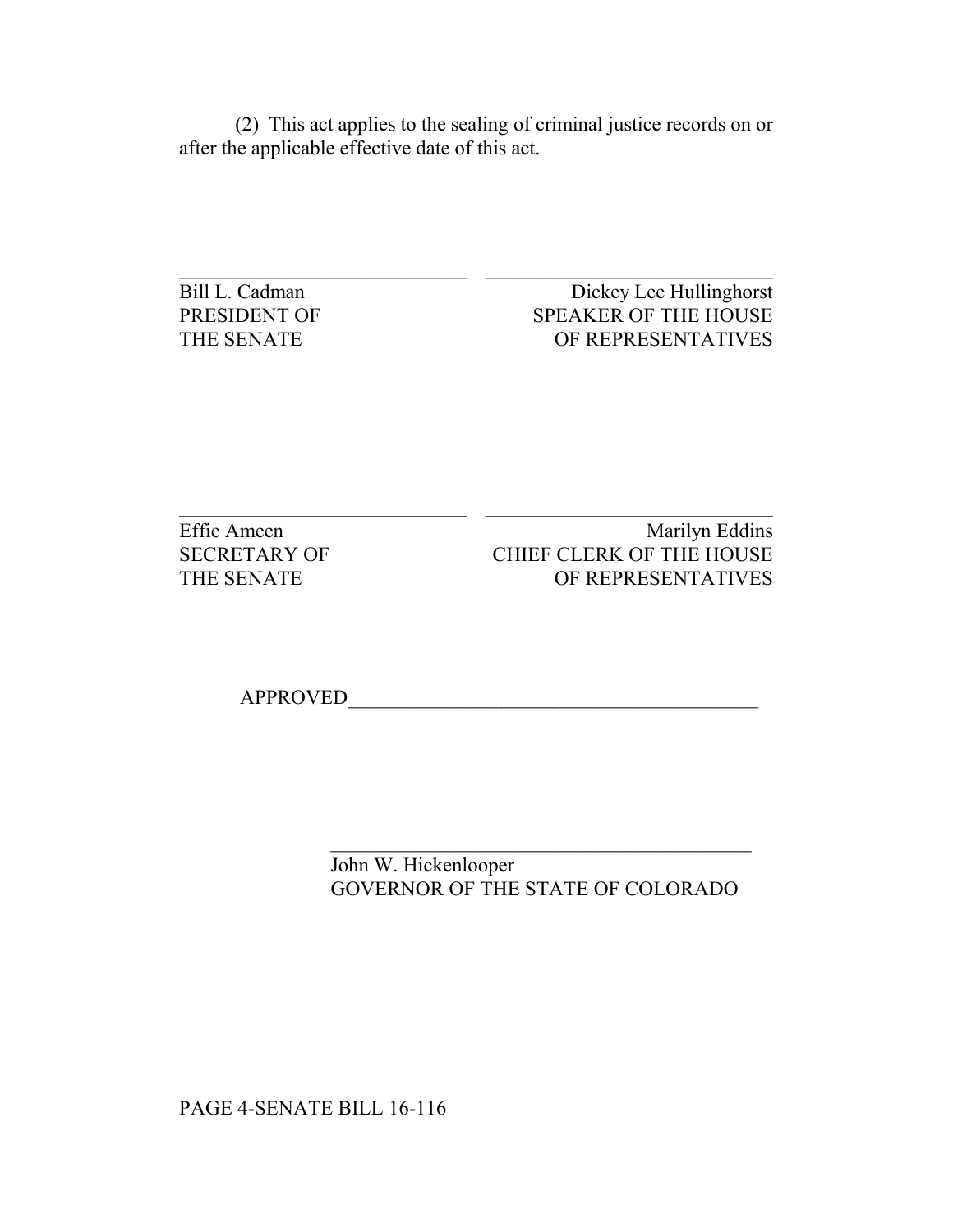(2) This act applies to the sealing of criminal justice records on or after the applicable effective date of this act.

____________________________ ____________________________

Bill L. Cadman
PRESIDENT OF
THE SENATE

Dickey Lee Hullinghorst
SPEAKER OF THE HOUSE
OF REPRESENTATIVES

____________________________ ____________________________

Effie Ameen
SECRETARY OF
THE SENATE

Marilyn Eddins
CHIEF CLERK OF THE HOUSE
OF REPRESENTATIVES

APPROVED________________________________________

________________________________________

John W. Hickenlooper
GOVERNOR OF THE STATE OF COLORADO

PAGE 4-SENATE BILL 16-116